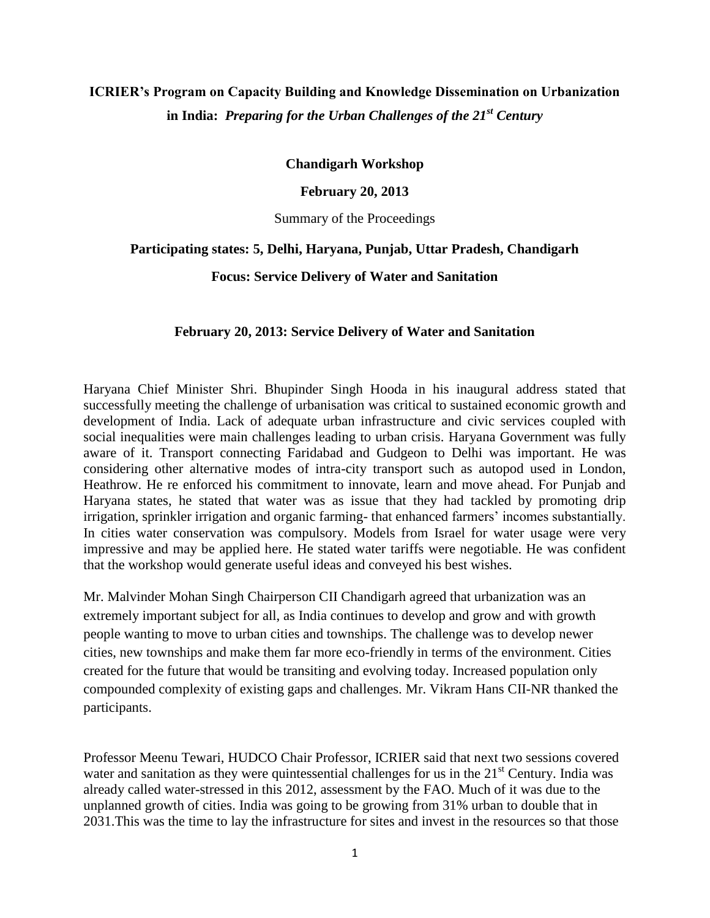# ICRIER's Program on Capacity Building and Knowledge Dissemination on Urbanization in India: *Preparing for the Urban Challenges of the 21st Century*

**Chandigarh Workshop**

**February 20, 2013**

Summary of the Proceedings

**Participating states: 5, Delhi, Haryana, Punjab, Uttar Pradesh, Chandigarh**

**Focus: Service Delivery of Water and Sanitation**

## February 20, 2013: Service Delivery of Water and Sanitation

Haryana Chief Minister Shri. Bhupinder Singh Hooda in his inaugural address stated that successfully meeting the challenge of urbanisation was critical to sustained economic growth and development of India. Lack of adequate urban infrastructure and civic services coupled with social inequalities were main challenges leading to urban crisis. Haryana Government was fully aware of it. Transport connecting Faridabad and Gudgeon to Delhi was important. He was considering other alternative modes of intra-city transport such as autopod used in London, Heathrow. He re enforced his commitment to innovate, learn and move ahead. For Punjab and Haryana states, he stated that water was as issue that they had tackled by promoting drip irrigation, sprinkler irrigation and organic farming- that enhanced farmers' incomes substantially. In cities water conservation was compulsory. Models from Israel for water usage were very impressive and may be applied here. He stated water tariffs were negotiable. He was confident that the workshop would generate useful ideas and conveyed his best wishes.

Mr. Malvinder Mohan Singh Chairperson CII Chandigarh agreed that urbanization was an extremely important subject for all, as India continues to develop and grow and with growth people wanting to move to urban cities and townships. The challenge was to develop newer cities, new townships and make them far more eco-friendly in terms of the environment. Cities created for the future that would be transiting and evolving today. Increased population only compounded complexity of existing gaps and challenges. Mr. Vikram Hans CII-NR thanked the participants.

Professor Meenu Tewari, HUDCO Chair Professor, ICRIER said that next two sessions covered water and sanitation as they were quintessential challenges for us in the 21st Century. India was already called water-stressed in this 2012, assessment by the FAO. Much of it was due to the unplanned growth of cities. India was going to be growing from 31% urban to double that in 2031.This was the time to lay the infrastructure for sites and invest in the resources so that those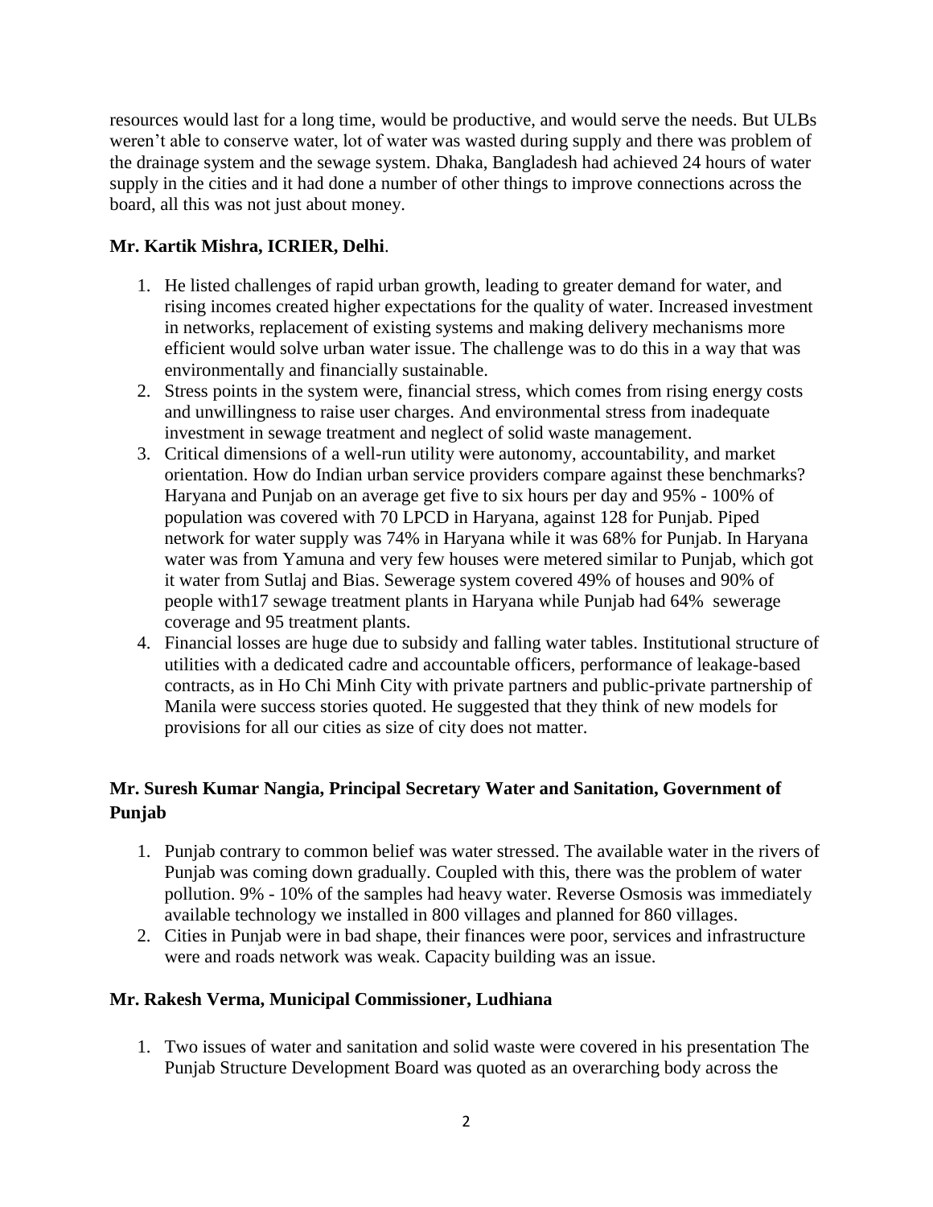resources would last for a long time, would be productive, and would serve the needs. But ULBs weren't able to conserve water, lot of water was wasted during supply and there was problem of the drainage system and the sewage system. Dhaka, Bangladesh had achieved 24 hours of water supply in the cities and it had done a number of other things to improve connections across the board, all this was not just about money.

**Mr. Kartik Mishra, ICRIER, Delhi**.

1. He listed challenges of rapid urban growth, leading to greater demand for water, and rising incomes created higher expectations for the quality of water. Increased investment in networks, replacement of existing systems and making delivery mechanisms more efficient would solve urban water issue. The challenge was to do this in a way that was environmentally and financially sustainable.
2. Stress points in the system were, financial stress, which comes from rising energy costs and unwillingness to raise user charges. And environmental stress from inadequate investment in sewage treatment and neglect of solid waste management.
3. Critical dimensions of a well-run utility were autonomy, accountability, and market orientation. How do Indian urban service providers compare against these benchmarks? Haryana and Punjab on an average get five to six hours per day and 95% - 100% of population was covered with 70 LPCD in Haryana, against 128 for Punjab. Piped network for water supply was 74% in Haryana while it was 68% for Punjab. In Haryana water was from Yamuna and very few houses were metered similar to Punjab, which got it water from Sutlaj and Bias. Sewerage system covered 49% of houses and 90% of people with17 sewage treatment plants in Haryana while Punjab had 64% sewerage coverage and 95 treatment plants.
4. Financial losses are huge due to subsidy and falling water tables. Institutional structure of utilities with a dedicated cadre and accountable officers, performance of leakage-based contracts, as in Ho Chi Minh City with private partners and public-private partnership of Manila were success stories quoted. He suggested that they think of new models for provisions for all our cities as size of city does not matter.

**Mr. Suresh Kumar Nangia, Principal Secretary Water and Sanitation, Government of Punjab**

1. Punjab contrary to common belief was water stressed. The available water in the rivers of Punjab was coming down gradually. Coupled with this, there was the problem of water pollution. 9% - 10% of the samples had heavy water. Reverse Osmosis was immediately available technology we installed in 800 villages and planned for 860 villages.
2. Cities in Punjab were in bad shape, their finances were poor, services and infrastructure were and roads network was weak. Capacity building was an issue.

**Mr. Rakesh Verma, Municipal Commissioner, Ludhiana**

1. Two issues of water and sanitation and solid waste were covered in his presentation The Punjab Structure Development Board was quoted as an overarching body across the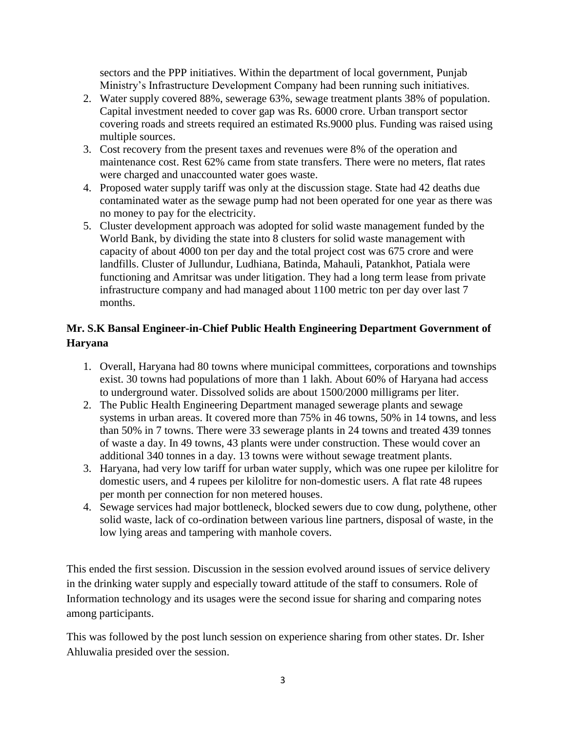sectors and the PPP initiatives. Within the department of local government, Punjab Ministry's Infrastructure Development Company had been running such initiatives.

2. Water supply covered 88%, sewerage 63%, sewage treatment plants 38% of population. Capital investment needed to cover gap was Rs. 6000 crore. Urban transport sector covering roads and streets required an estimated Rs.9000 plus. Funding was raised using multiple sources.
3. Cost recovery from the present taxes and revenues were 8% of the operation and maintenance cost. Rest 62% came from state transfers. There were no meters, flat rates were charged and unaccounted water goes waste.
4. Proposed water supply tariff was only at the discussion stage. State had 42 deaths due contaminated water as the sewage pump had not been operated for one year as there was no money to pay for the electricity.
5. Cluster development approach was adopted for solid waste management funded by the World Bank, by dividing the state into 8 clusters for solid waste management with capacity of about 4000 ton per day and the total project cost was 675 crore and were landfills. Cluster of Jullundur, Ludhiana, Batinda, Mahauli, Patankhot, Patiala were functioning and Amritsar was under litigation. They had a long term lease from private infrastructure company and had managed about 1100 metric ton per day over last 7 months.

**Mr. S.K Bansal Engineer-in-Chief Public Health Engineering Department Government of Haryana**

1. Overall, Haryana had 80 towns where municipal committees, corporations and townships exist. 30 towns had populations of more than 1 lakh. About 60% of Haryana had access to underground water. Dissolved solids are about 1500/2000 milligrams per liter.
2. The Public Health Engineering Department managed sewerage plants and sewage systems in urban areas. It covered more than 75% in 46 towns, 50% in 14 towns, and less than 50% in 7 towns. There were 33 sewerage plants in 24 towns and treated 439 tonnes of waste a day. In 49 towns, 43 plants were under construction. These would cover an additional 340 tonnes in a day. 13 towns were without sewage treatment plants.
3. Haryana, had very low tariff for urban water supply, which was one rupee per kilolitre for domestic users, and 4 rupees per kilolitre for non-domestic users. A flat rate 48 rupees per month per connection for non metered houses.
4. Sewage services had major bottleneck, blocked sewers due to cow dung, polythene, other solid waste, lack of co-ordination between various line partners, disposal of waste, in the low lying areas and tampering with manhole covers.

This ended the first session. Discussion in the session evolved around issues of service delivery in the drinking water supply and especially toward attitude of the staff to consumers. Role of Information technology and its usages were the second issue for sharing and comparing notes among participants.

This was followed by the post lunch session on experience sharing from other states. Dr. Isher Ahluwalia presided over the session.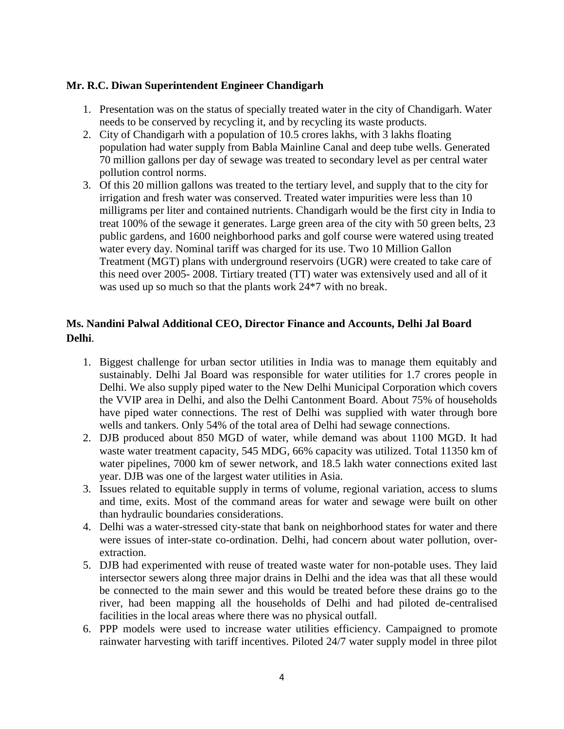**Mr. R.C. Diwan Superintendent Engineer Chandigarh**

1. Presentation was on the status of specially treated water in the city of Chandigarh. Water needs to be conserved by recycling it, and by recycling its waste products.
2. City of Chandigarh with a population of 10.5 crores lakhs, with 3 lakhs floating population had water supply from Babla Mainline Canal and deep tube wells. Generated 70 million gallons per day of sewage was treated to secondary level as per central water pollution control norms.
3. Of this 20 million gallons was treated to the tertiary level, and supply that to the city for irrigation and fresh water was conserved. Treated water impurities were less than 10 milligrams per liter and contained nutrients. Chandigarh would be the first city in India to treat 100% of the sewage it generates. Large green area of the city with 50 green belts, 23 public gardens, and 1600 neighborhood parks and golf course were watered using treated water every day. Nominal tariff was charged for its use. Two 10 Million Gallon Treatment (MGT) plans with underground reservoirs (UGR) were created to take care of this need over 2005- 2008. Tirtiary treated (TT) water was extensively used and all of it was used up so much so that the plants work 24*7 with no break.

**Ms. Nandini Palwal Additional CEO, Director Finance and Accounts, Delhi Jal Board Delhi**.

1. Biggest challenge for urban sector utilities in India was to manage them equitably and sustainably. Delhi Jal Board was responsible for water utilities for 1.7 crores people in Delhi. We also supply piped water to the New Delhi Municipal Corporation which covers the VVIP area in Delhi, and also the Delhi Cantonment Board. About 75% of households have piped water connections. The rest of Delhi was supplied with water through bore wells and tankers. Only 54% of the total area of Delhi had sewage connections.
2. DJB produced about 850 MGD of water, while demand was about 1100 MGD. It had waste water treatment capacity, 545 MDG, 66% capacity was utilized. Total 11350 km of water pipelines, 7000 km of sewer network, and 18.5 lakh water connections exited last year. DJB was one of the largest water utilities in Asia.
3. Issues related to equitable supply in terms of volume, regional variation, access to slums and time, exits. Most of the command areas for water and sewage were built on other than hydraulic boundaries considerations.
4. Delhi was a water-stressed city-state that bank on neighborhood states for water and there were issues of inter-state co-ordination. Delhi, had concern about water pollution, over-extraction.
5. DJB had experimented with reuse of treated waste water for non-potable uses. They laid intersector sewers along three major drains in Delhi and the idea was that all these would be connected to the main sewer and this would be treated before these drains go to the river, had been mapping all the households of Delhi and had piloted de-centralised facilities in the local areas where there was no physical outfall.
6. PPP models were used to increase water utilities efficiency. Campaigned to promote rainwater harvesting with tariff incentives. Piloted 24/7 water supply model in three pilot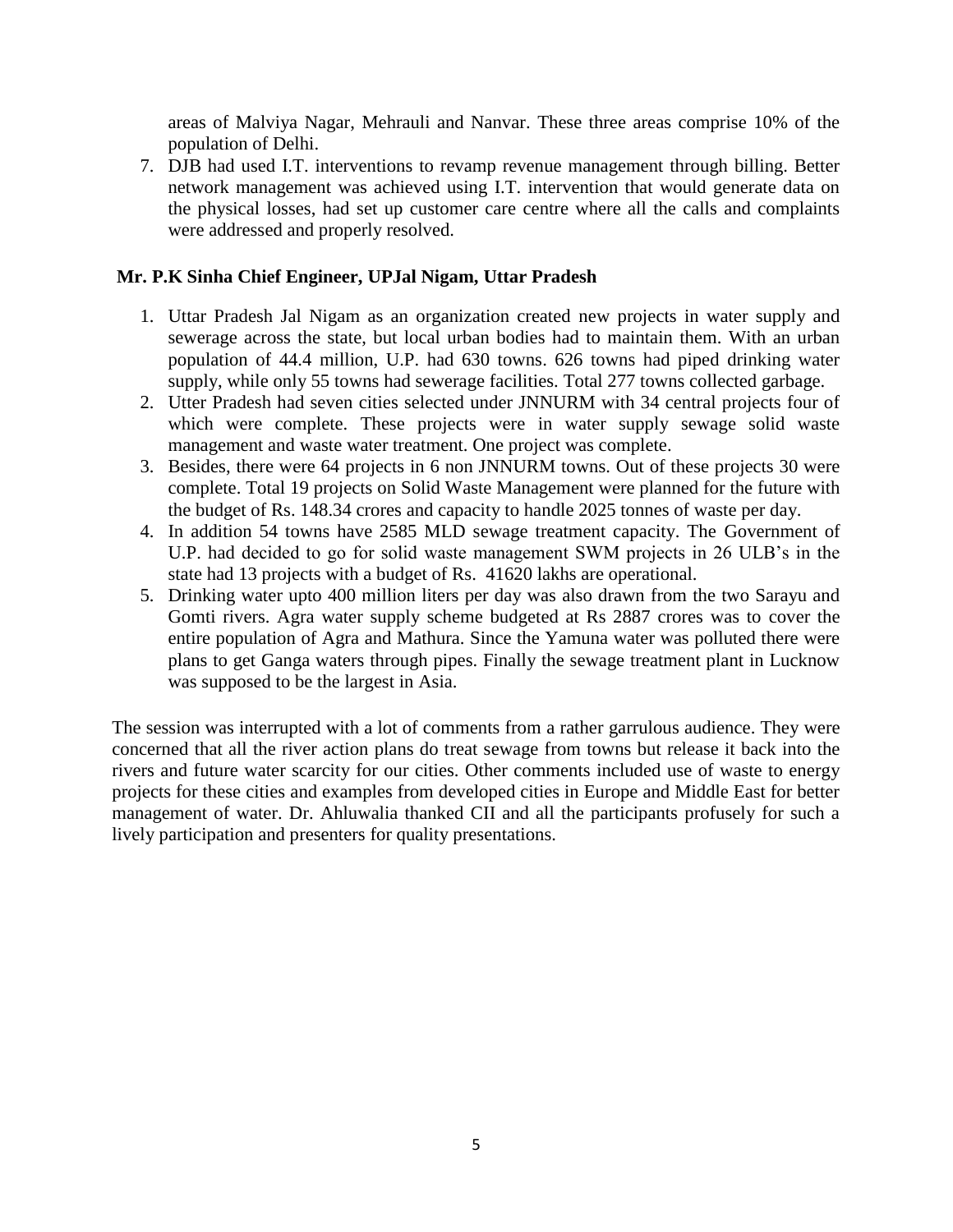areas of Malviya Nagar, Mehrauli and Nanvar. These three areas comprise 10% of the population of Delhi.

7. DJB had used I.T. interventions to revamp revenue management through billing. Better network management was achieved using I.T. intervention that would generate data on the physical losses, had set up customer care centre where all the calls and complaints were addressed and properly resolved.

**Mr. P.K Sinha Chief Engineer, UPJal Nigam, Uttar Pradesh**

1. Uttar Pradesh Jal Nigam as an organization created new projects in water supply and sewerage across the state, but local urban bodies had to maintain them. With an urban population of 44.4 million, U.P. had 630 towns. 626 towns had piped drinking water supply, while only 55 towns had sewerage facilities. Total 277 towns collected garbage.
2. Utter Pradesh had seven cities selected under JNNURM with 34 central projects four of which were complete. These projects were in water supply sewage solid waste management and waste water treatment. One project was complete.
3. Besides, there were 64 projects in 6 non JNNURM towns. Out of these projects 30 were complete. Total 19 projects on Solid Waste Management were planned for the future with the budget of Rs. 148.34 crores and capacity to handle 2025 tonnes of waste per day.
4. In addition 54 towns have 2585 MLD sewage treatment capacity. The Government of U.P. had decided to go for solid waste management SWM projects in 26 ULB's in the state had 13 projects with a budget of Rs. 41620 lakhs are operational.
5. Drinking water upto 400 million liters per day was also drawn from the two Sarayu and Gomti rivers. Agra water supply scheme budgeted at Rs 2887 crores was to cover the entire population of Agra and Mathura. Since the Yamuna water was polluted there were plans to get Ganga waters through pipes. Finally the sewage treatment plant in Lucknow was supposed to be the largest in Asia.

The session was interrupted with a lot of comments from a rather garrulous audience. They were concerned that all the river action plans do treat sewage from towns but release it back into the rivers and future water scarcity for our cities. Other comments included use of waste to energy projects for these cities and examples from developed cities in Europe and Middle East for better management of water. Dr. Ahluwalia thanked CII and all the participants profusely for such a lively participation and presenters for quality presentations.